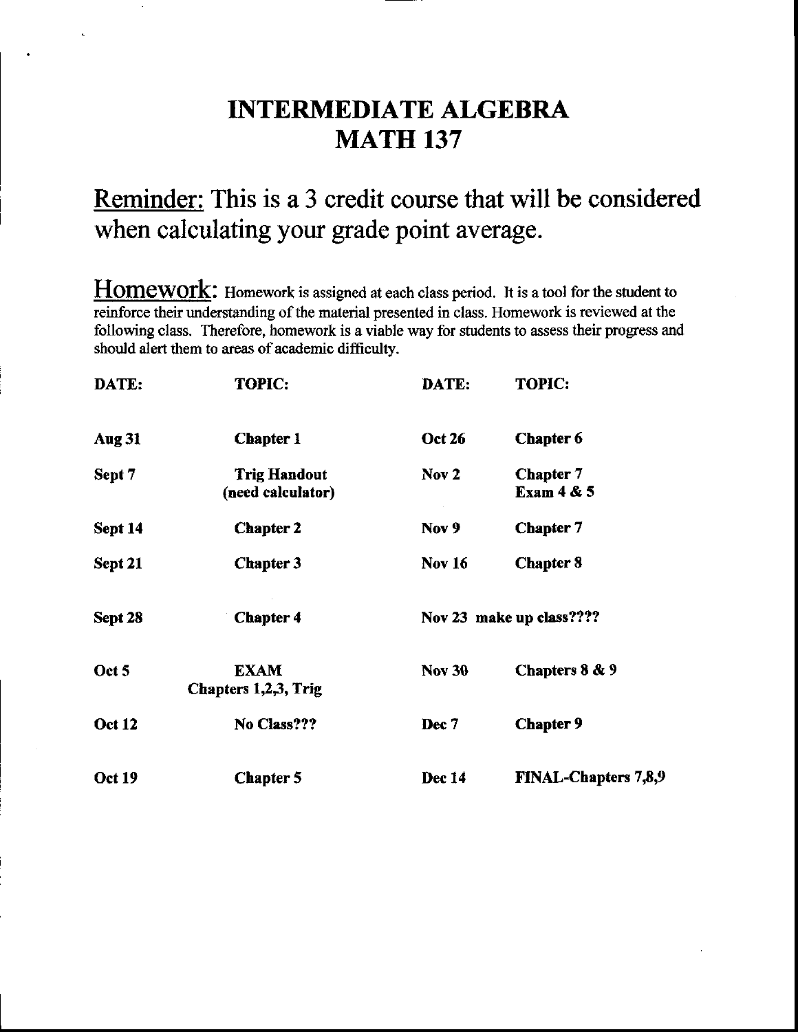# INTERMEDIATE ALGEBRA
# MATH 137

## Reminder: This is a 3 credit course that will be considered when calculating your grade point average.

**Homework:** Homework is assigned at each class period. It is a tool for the student to reinforce their understanding of the material presented in class. Homework is reviewed at the following class. Therefore, homework is a viable way for students to assess their progress and should alert them to areas of academic difficulty.

| DATE: | TOPIC: | DATE: | TOPIC: |
|---|---|---|---|
| **Aug 31** | **Chapter 1** | **Oct 26** | **Chapter 6** |
| **Sept 7** | **Trig Handout (need calculator)** | **Nov 2** | **Chapter 7 Exam 4 & 5** |
| **Sept 14** | **Chapter 2** | **Nov 9** | **Chapter 7** |
| **Sept 21** | **Chapter 3** | **Nov 16** | **Chapter 8** |
| **Sept 28** | **Chapter 4** | **Nov 23** | **make up class????** |
| **Oct 5** | **EXAM Chapters 1,2,3, Trig** | **Nov 30** | **Chapters 8 & 9** |
| **Oct 12** | **No Class???** | **Dec 7** | **Chapter 9** |
| **Oct 19** | **Chapter 5** | **Dec 14** | **FINAL-Chapters 7,8,9** |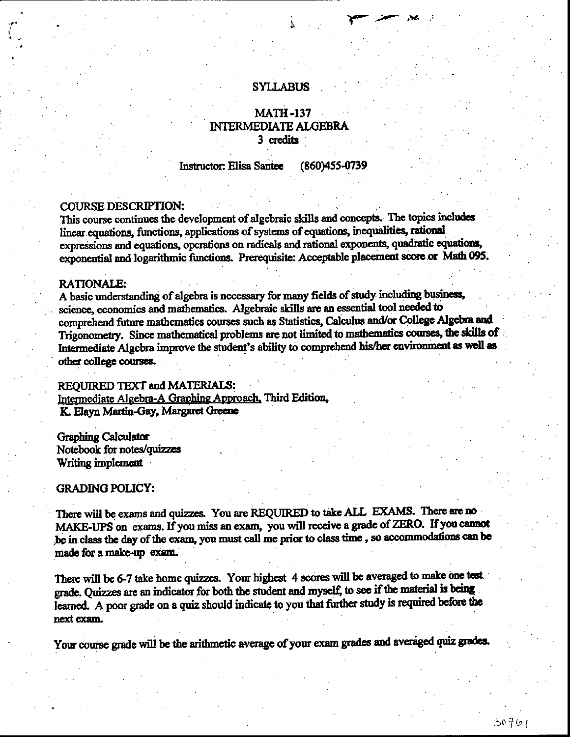# SYLLABUS

## MATH -137
## INTERMEDIATE ALGEBRA
## 3 credits

Instructor: Elisa Santee (860)455-0739

### COURSE DESCRIPTION:

This course continues the development of algebraic skills and concepts. The topics includes linear equations, functions, applications of systems of equations, inequalities, rational expressions and equations, operations on radicals and rational exponents, quadratic equations, exponential and logarithmic functions. Prerequisite: Acceptable placement score or Math 095.

### RATIONALE:

A basic understanding of algebra is necessary for many fields of study including business, science, economics and mathematics. Algebraic skills are an essential tool needed to comprehend future mathematics courses such as Statistics, Calculus and/or College Algebra and Trigonometry. Since mathematical problems are not limited to mathematics courses, the skills of Intermediate Algebra improve the student's ability to comprehend his/her environment as well as other college courses.

### REQUIRED TEXT and MATERIALS:

Intermediate Algebra-A Graphing Approach, Third Edition,
K. Elayn Martin-Gay, Margaret Greene

Graphing Calculator
Notebook for notes/quizzes
Writing implement

### GRADING POLICY:

There will be exams and quizzes. You are REQUIRED to take ALL EXAMS. There are no MAKE-UPS on exams. If you miss an exam, you will receive a grade of ZERO. If you cannot be in class the day of the exam, you must call me prior to class time, so accommodations can be made for a make-up exam.

There will be 6-7 take home quizzes. Your highest 4 scores will be averaged to make one test grade. Quizzes are an indicator for both the student and myself, to see if the material is being learned. A poor grade on a quiz should indicate to you that further study is required before the next exam.

Your course grade will be the arithmetic average of your exam grades and averaged quiz grades.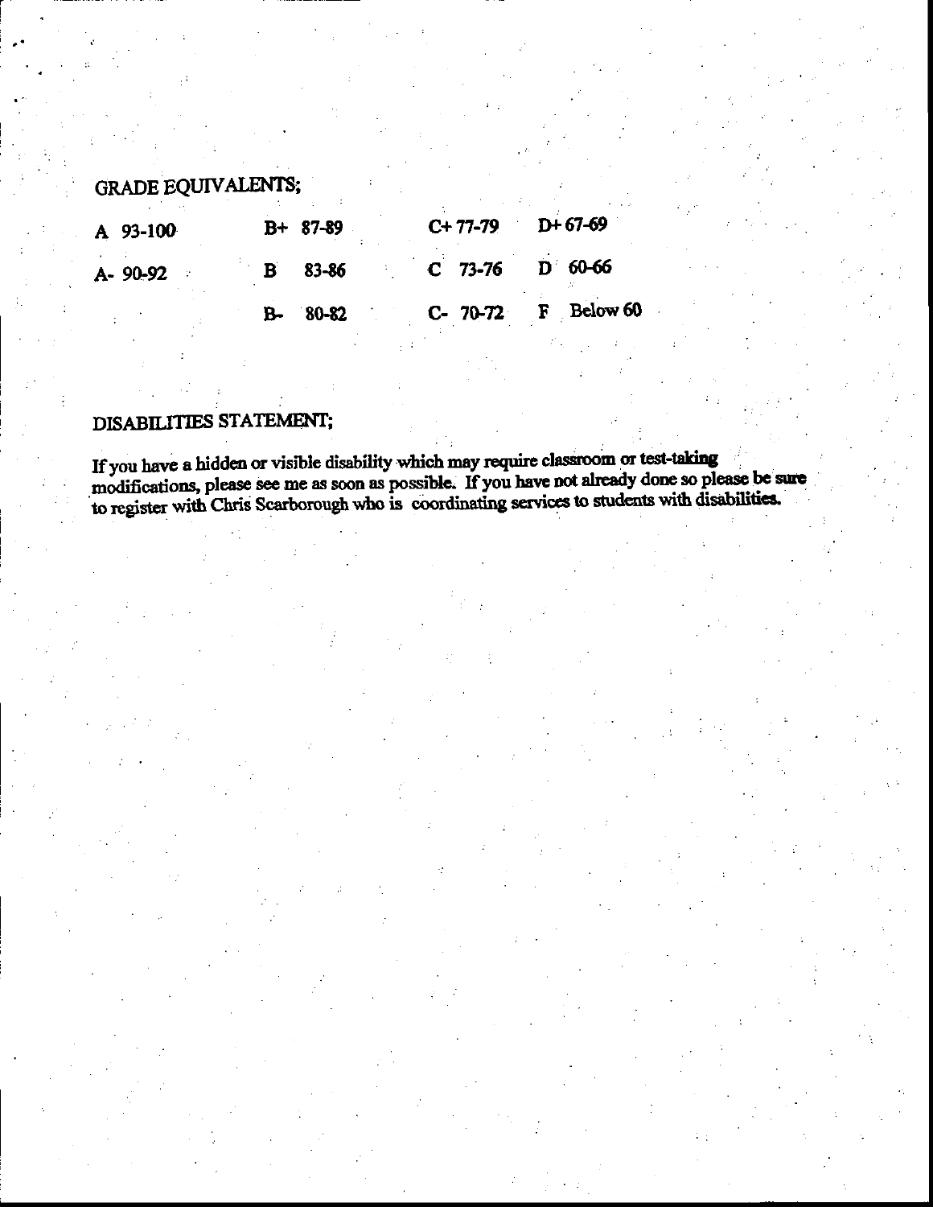## GRADE EQUIVALENTS;

| | | | |
|---|---|---|---|
| A 93-100 | B+ 87-89 | C+ 77-79 | D+ 67-69 |
| A- 90-92 | B 83-86 | C 73-76 | D 60-66 |
| | B- 80-82 | C- 70-72 | F Below 60 |

## DISABILITIES STATEMENT;

If you have a hidden or visible disability which may require classroom or test-taking modifications, please see me as soon as possible. If you have not already done so please be sure to register with Chris Scarborough who is coordinating services to students with disabilities.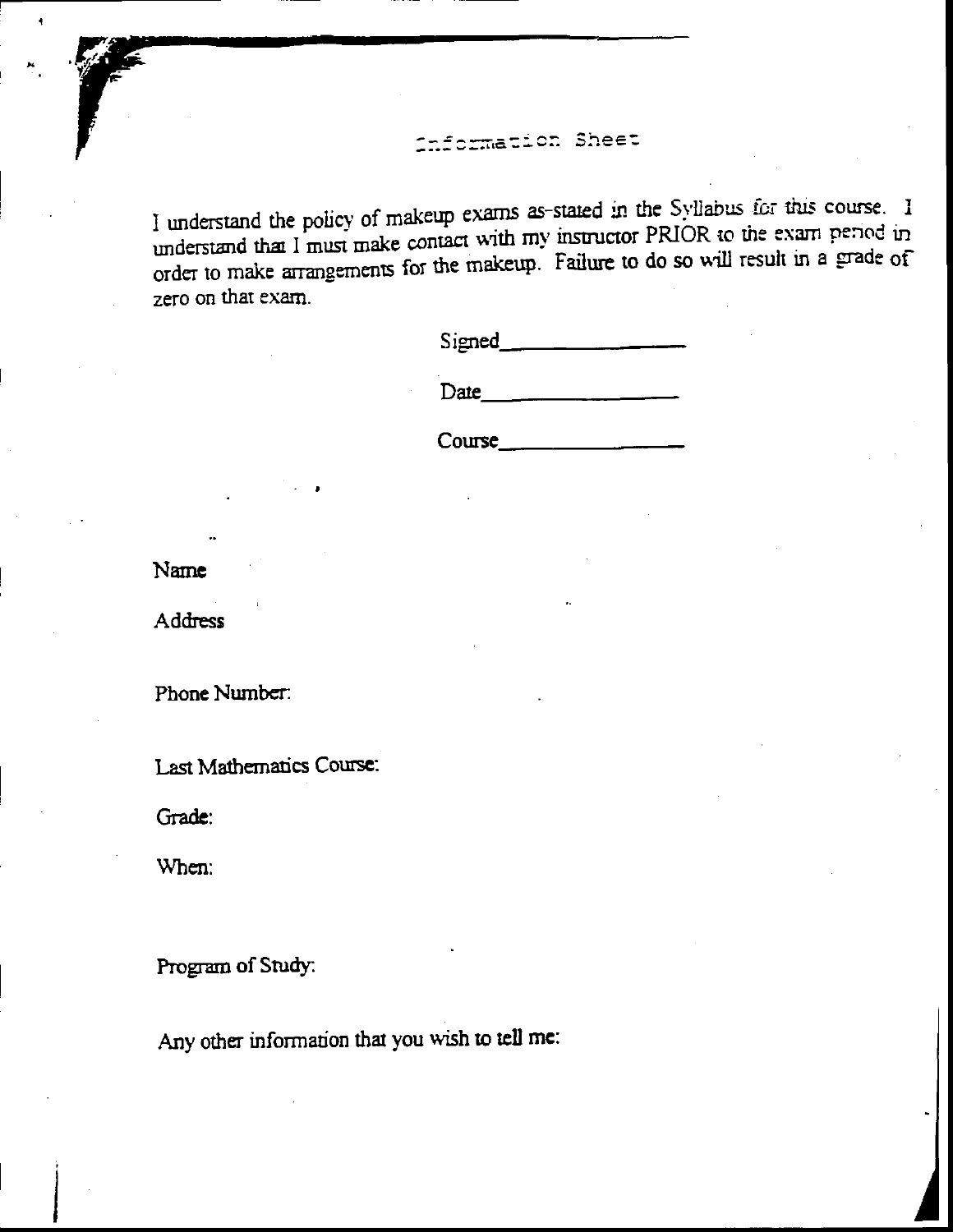# Information Sheet

I understand the policy of makeup exams as stated in the Syllabus for this course. I understand that I must make contact with my instructor PRIOR to the exam period in order to make arrangements for the makeup. Failure to do so will result in a grade of zero on that exam.

Signed_______________

Date_______________

Course_______________

Name

Address

Phone Number:

Last Mathematics Course:

Grade:

When:

Program of Study:

Any other information that you wish to tell me: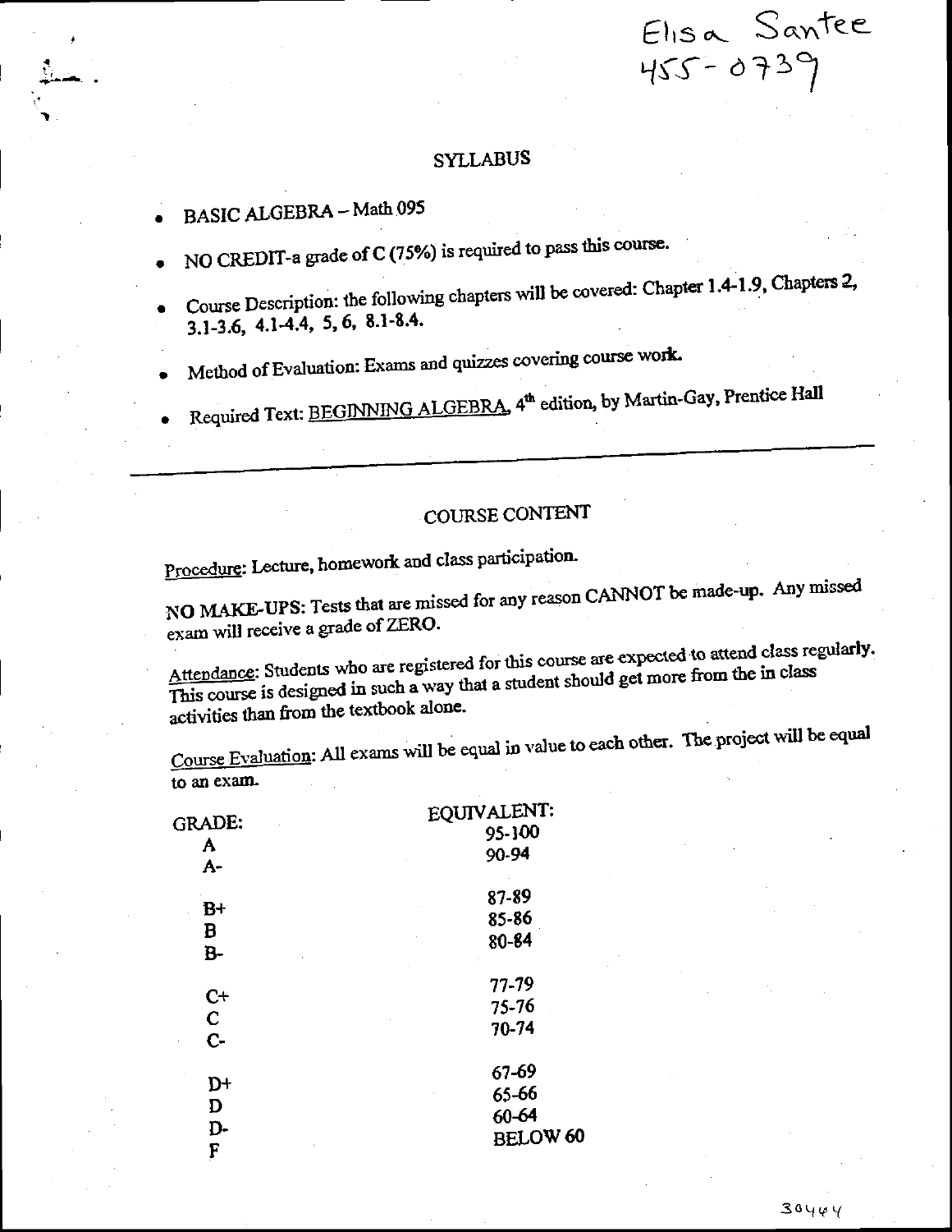Elisa Santee
455-0739

# SYLLABUS

- BASIC ALGEBRA – Math 095
- NO CREDIT-a grade of C (75%) is required to pass this course.
- Course Description: the following chapters will be covered: Chapter 1.4-1.9, Chapters 2, 3.1-3.6, 4.1-4.4, 5, 6, 8.1-8.4.
- Method of Evaluation: Exams and quizzes covering course work.
- Required Text: BEGINNING ALGEBRA, 4th edition, by Martin-Gay, Prentice Hall

---

## COURSE CONTENT

Procedure: Lecture, homework and class participation.

NO MAKE-UPS: Tests that are missed for any reason CANNOT be made-up. Any missed exam will receive a grade of ZERO.

Attendance: Students who are registered for this course are expected to attend class regularly. This course is designed in such a way that a student should get more from the in class activities than from the textbook alone.

Course Evaluation: All exams will be equal in value to each other. The project will be equal to an exam.

| GRADE: | EQUIVALENT: |
|---|---|
| A | 95-100 |
| A- | 90-94 |
| B+ | 87-89 |
| B | 85-86 |
| B- | 80-84 |
| C+ | 77-79 |
| C | 75-76 |
| C- | 70-74 |
| D+ | 67-69 |
| D | 65-66 |
| D- | 60-64 |
| F | BELOW 60 |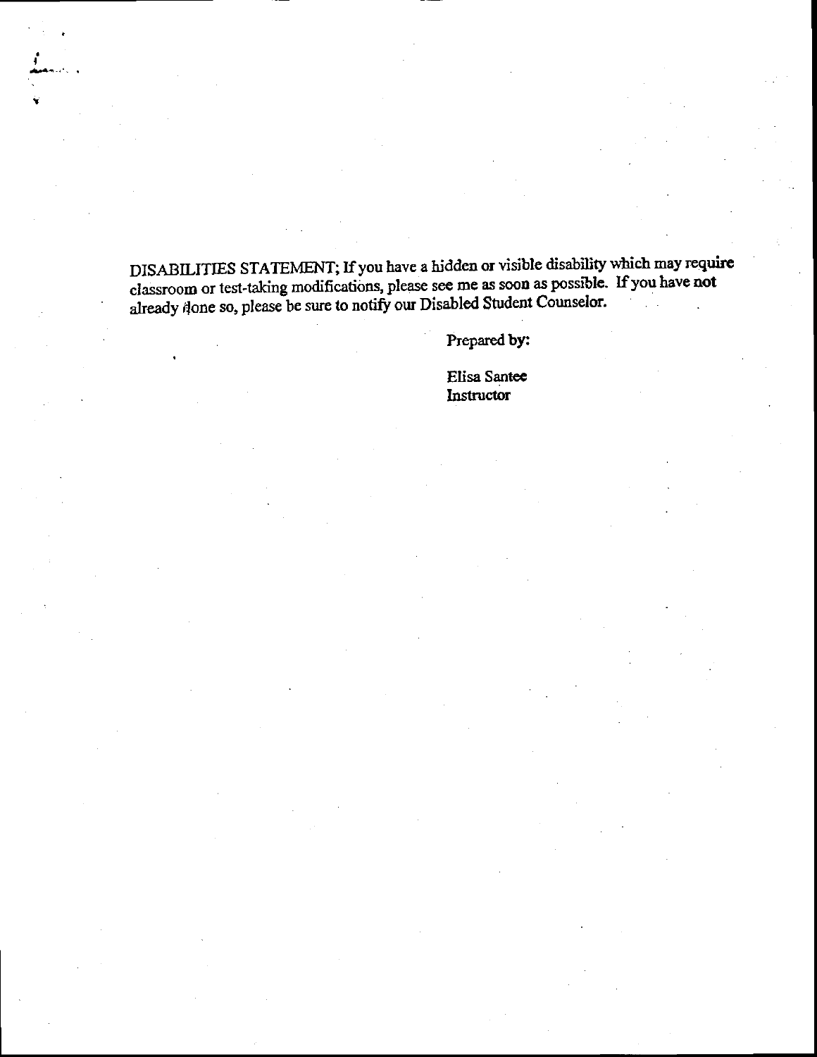DISABILITIES STATEMENT; If you have a hidden or visible disability which may require classroom or test-taking modifications, please see me as soon as possible. If you have not already done so, please be sure to notify our Disabled Student Counselor.

Prepared by:

Elisa Santee
Instructor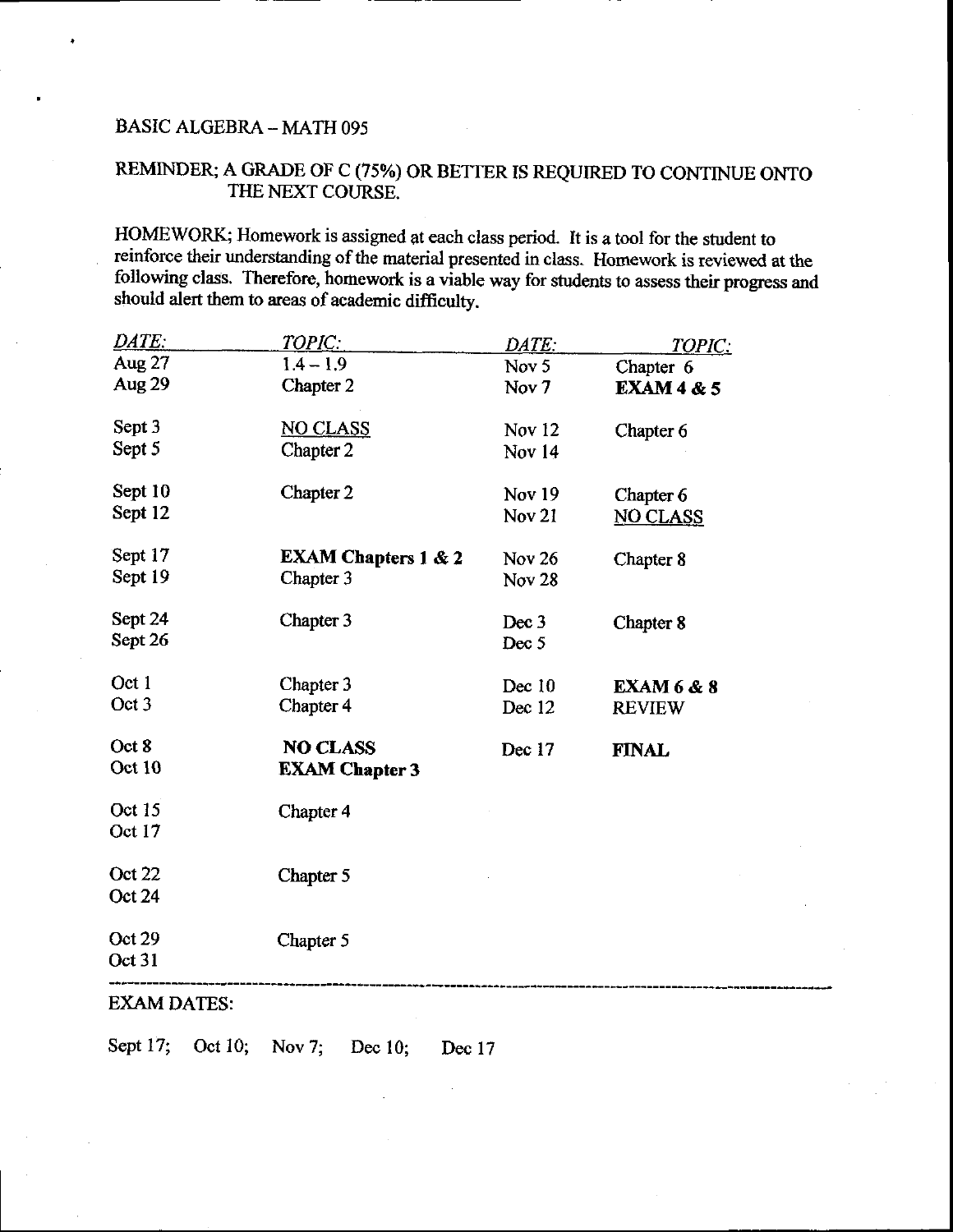BASIC ALGEBRA – MATH 095

REMINDER; A GRADE OF C (75%) OR BETTER IS REQUIRED TO CONTINUE ONTO THE NEXT COURSE.

HOMEWORK; Homework is assigned at each class period. It is a tool for the student to reinforce their understanding of the material presented in class. Homework is reviewed at the following class. Therefore, homework is a viable way for students to assess their progress and should alert them to areas of academic difficulty.

| *DATE:* | *TOPIC:* | *DATE:* | *TOPIC:* |
|---|---|---|---|
| Aug 27 | 1.4 – 1.9 | Nov 5 | Chapter 6 |
| Aug 29 | Chapter 2 | Nov 7 | **EXAM 4 & 5** |
| Sept 3 | NO CLASS | Nov 12 | Chapter 6 |
| Sept 5 | Chapter 2 | Nov 14 | |
| Sept 10 | Chapter 2 | Nov 19 | Chapter 6 |
| Sept 12 | | Nov 21 | NO CLASS |
| Sept 17 | **EXAM Chapters 1 & 2** | Nov 26 | Chapter 8 |
| Sept 19 | Chapter 3 | Nov 28 | |
| Sept 24 | Chapter 3 | Dec 3 | Chapter 8 |
| Sept 26 | | Dec 5 | |
| Oct 1 | Chapter 3 | Dec 10 | **EXAM 6 & 8** |
| Oct 3 | Chapter 4 | Dec 12 | REVIEW |
| Oct 8 | **NO CLASS** | Dec 17 | **FINAL** |
| Oct 10 | **EXAM Chapter 3** | | |
| Oct 15 | Chapter 4 | | |
| Oct 17 | | | |
| Oct 22 | Chapter 5 | | |
| Oct 24 | | | |
| Oct 29 | Chapter 5 | | |
| Oct 31 | | | |

EXAM DATES:

Sept 17; Oct 10; Nov 7; Dec 10; Dec 17